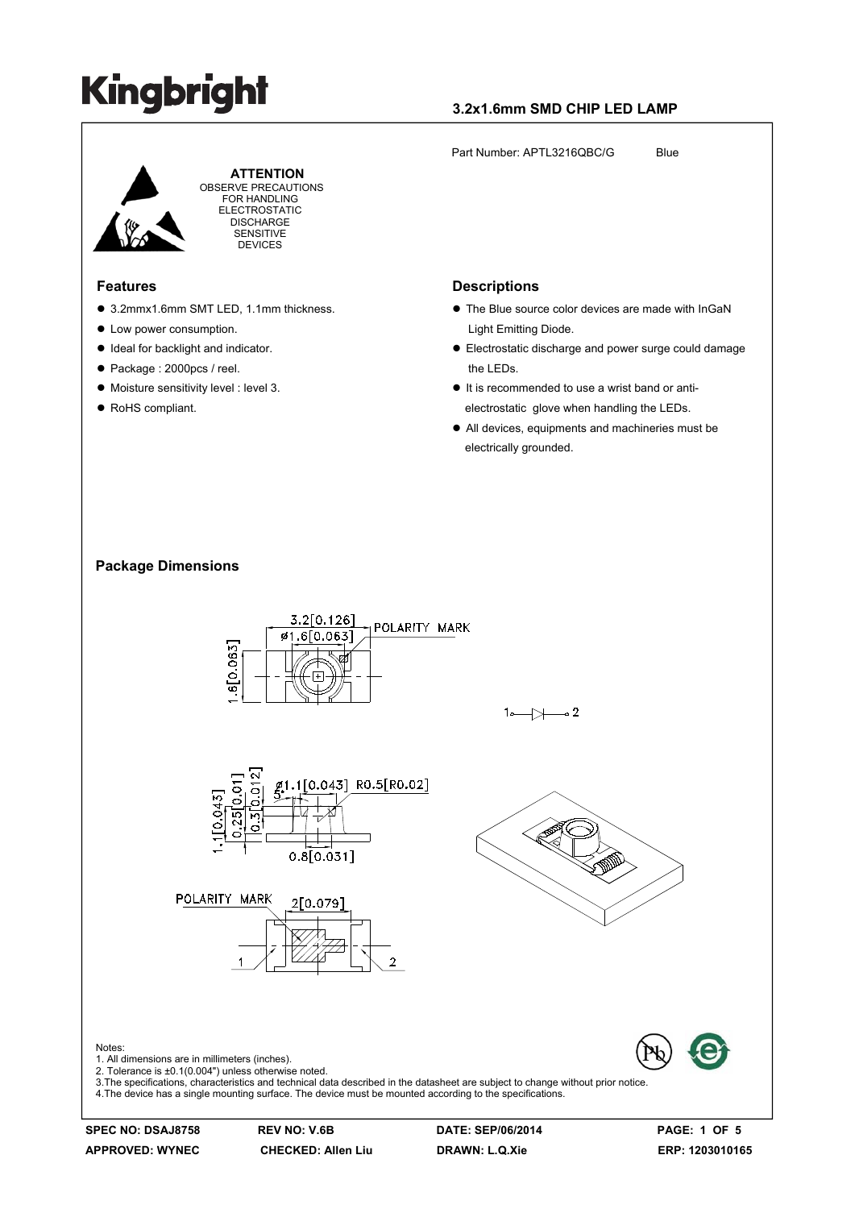# Kingbright

## 3.2x1.6mm SMD CHIP LED LAMP

Part Number: APTL3216QBC/G Blue

**ATTENTION**
OBSERVE PRECAUTIONS FOR HANDLING ELECTROSTATIC DISCHARGE SENSITIVE DEVICES

### Features

- 3.2mmx1.6mm SMT LED, 1.1mm thickness.
- Low power consumption.
- Ideal for backlight and indicator.
- Package : 2000pcs / reel.
- Moisture sensitivity level : level 3.
- RoHS compliant.

### Descriptions

- The Blue source color devices are made with InGaN Light Emitting Diode.
- Electrostatic discharge and power surge could damage the LEDs.
- It is recommended to use a wrist band or anti-electrostatic glove when handling the LEDs.
- All devices, equipments and machineries must be electrically grounded.

### Package Dimensions

Notes:
1. All dimensions are in millimeters (inches).
2. Tolerance is ±0.1(0.004") unless otherwise noted.
3. The specifications, characteristics and technical data described in the datasheet are subject to change without prior notice.
4. The device has a single mounting surface. The device must be mounted according to the specifications.

SPEC NO: DSAJ8758 | REV NO: V.6B | DATE: SEP/06/2014
APPROVED: WYNEC | CHECKED: Allen Liu | DRAWN: L.Q.Xie | ERP: 1203010165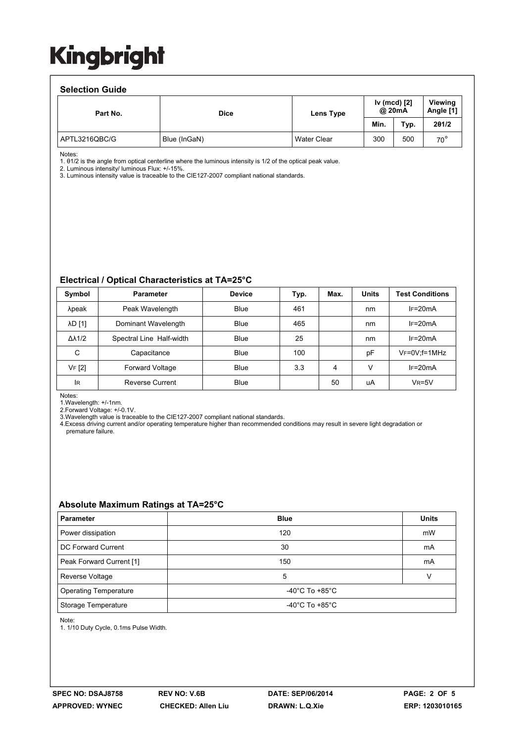# Kingbright

## Selection Guide

| Part No. | Dice | Lens Type | Iv (mcd) [2] @ 20mA | | Viewing Angle [1] |
|---|---|---|---|---|---|
| | | | Min. | Typ. | 2θ1/2 |
| APTL3216QBC/G | Blue (InGaN) | Water Clear | 300 | 500 | 70° |

Notes:
1. θ1/2 is the angle from optical centerline where the luminous intensity is 1/2 of the optical peak value.
2. Luminous intensity/ luminous Flux: +/-15%.
3. Luminous intensity value is traceable to the CIE127-2007 compliant national standards.

## Electrical / Optical Characteristics at TA=25°C

| Symbol | Parameter | Device | Typ. | Max. | Units | Test Conditions |
|---|---|---|---|---|---|---|
| λpeak | Peak Wavelength | Blue | 461 | | nm | IF=20mA |
| λD [1] | Dominant Wavelength | Blue | 465 | | nm | IF=20mA |
| Δλ1/2 | Spectral Line Half-width | Blue | 25 | | nm | IF=20mA |
| C | Capacitance | Blue | 100 | | pF | VF=0V;f=1MHz |
| VF [2] | Forward Voltage | Blue | 3.3 | 4 | V | IF=20mA |
| IR | Reverse Current | Blue | | 50 | uA | VR=5V |

Notes:
1.Wavelength: +/-1nm.
2.Forward Voltage: +/-0.1V.
3.Wavelength value is traceable to the CIE127-2007 compliant national standards.
4.Excess driving current and/or operating temperature higher than recommended conditions may result in severe light degradation or premature failure.

## Absolute Maximum Ratings at TA=25°C

| Parameter | Blue | Units |
|---|---|---|
| Power dissipation | 120 | mW |
| DC Forward Current | 30 | mA |
| Peak Forward Current [1] | 150 | mA |
| Reverse Voltage | 5 | V |
| Operating Temperature | -40°C To +85°C | |
| Storage Temperature | -40°C To +85°C | |

Note:
1. 1/10 Duty Cycle, 0.1ms Pulse Width.

SPEC NO: DSAJ8758 REV NO: V.6B DATE: SEP/06/2014
APPROVED: WYNEC CHECKED: Allen Liu DRAWN: L.Q.Xie ERP: 1203010165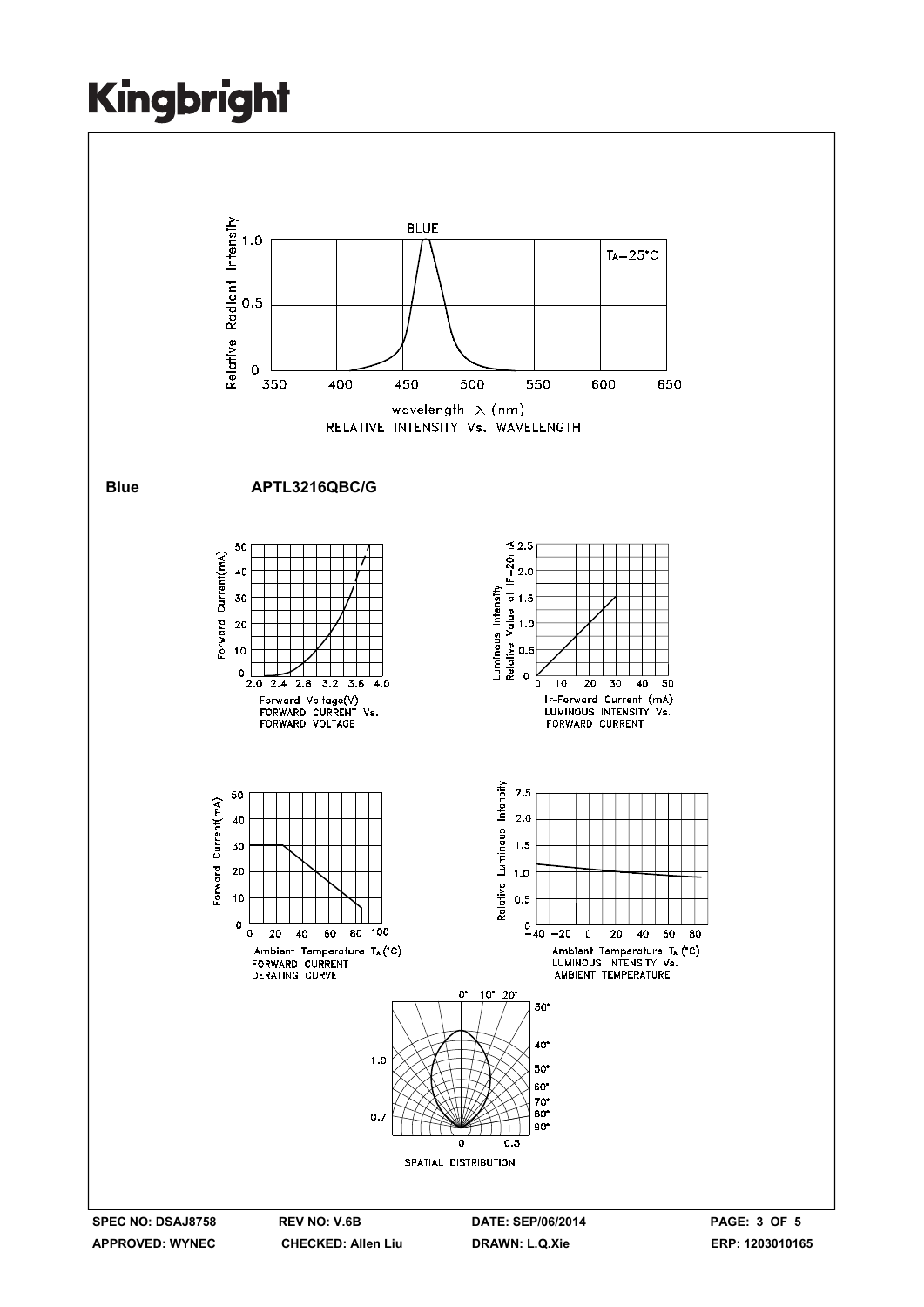BLUE

$T_A=25°C$

Relative Radiant Intensity

wavelength λ (nm)

RELATIVE INTENSITY Vs. WAVELENGTH

**Blue** **APTL3216QBC/G**

Forward Current(mA)

Forward Voltage(V)

FORWARD CURRENT Vs. FORWARD VOLTAGE

Luminous Intensity Relative Value at IF=20mA

If-Forward Current (mA)

LUMINOUS INTENSITY Vs. FORWARD CURRENT

Forward Current(mA)

Ambient Temperature $T_A$(°C)

FORWARD CURRENT DERATING CURVE

Relative Luminous Intensity

Ambient Temperature $T_A$ (°C)

LUMINOUS INTENSITY Vs. AMBIENT TEMPERATURE

SPATIAL DISTRIBUTION

SPEC NO: DSAJ8758 REV NO: V.6B DATE: SEP/06/2014

APPROVED: WYNEC CHECKED: Allen Liu DRAWN: L.Q.Xie ERP: 1203010165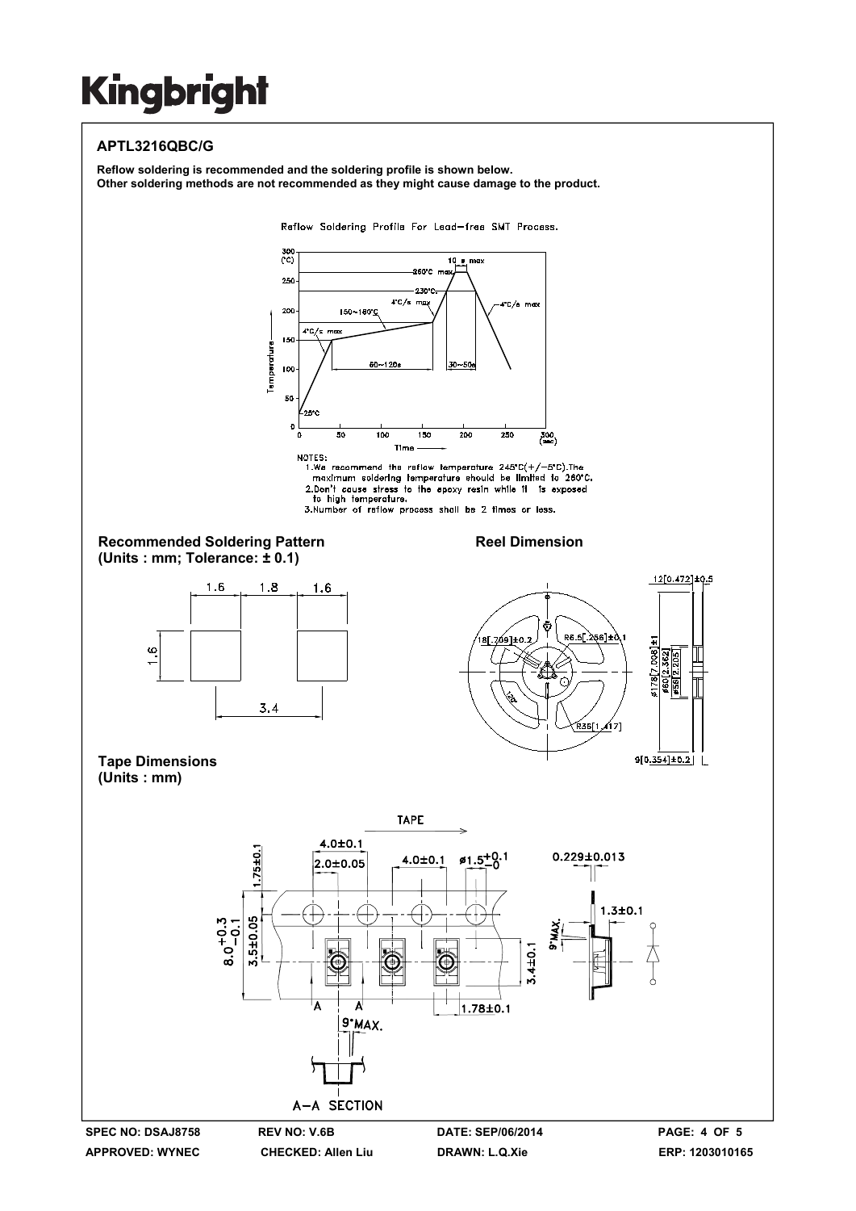## APTL3216QBC/G

**Reflow soldering is recommended and the soldering profile is shown below.**
**Other soldering methods are not recommended as they might cause damage to the product.**

Reflow Soldering Profile For Lead-free SMT Process.

NOTES:
1. We recommend the reflow temperature 245°C(+/-5°C).The maximum soldering temperature should be limited to 260°C.
2. Don't cause stress to the epoxy resin while it is exposed to high temperature.
3. Number of reflow process shall be 2 times or less.

### Recommended Soldering Pattern
**(Units : mm; Tolerance: ± 0.1)**

### Reel Dimension

### Tape Dimensions
**(Units : mm)**

| SPEC NO: DSAJ8758 | REV NO: V.6B | DATE: SEP/06/2014 |
|---|---|---|
| APPROVED: WYNEC | CHECKED: Allen Liu | DRAWN: L.Q.Xie |

ERP: 1203010165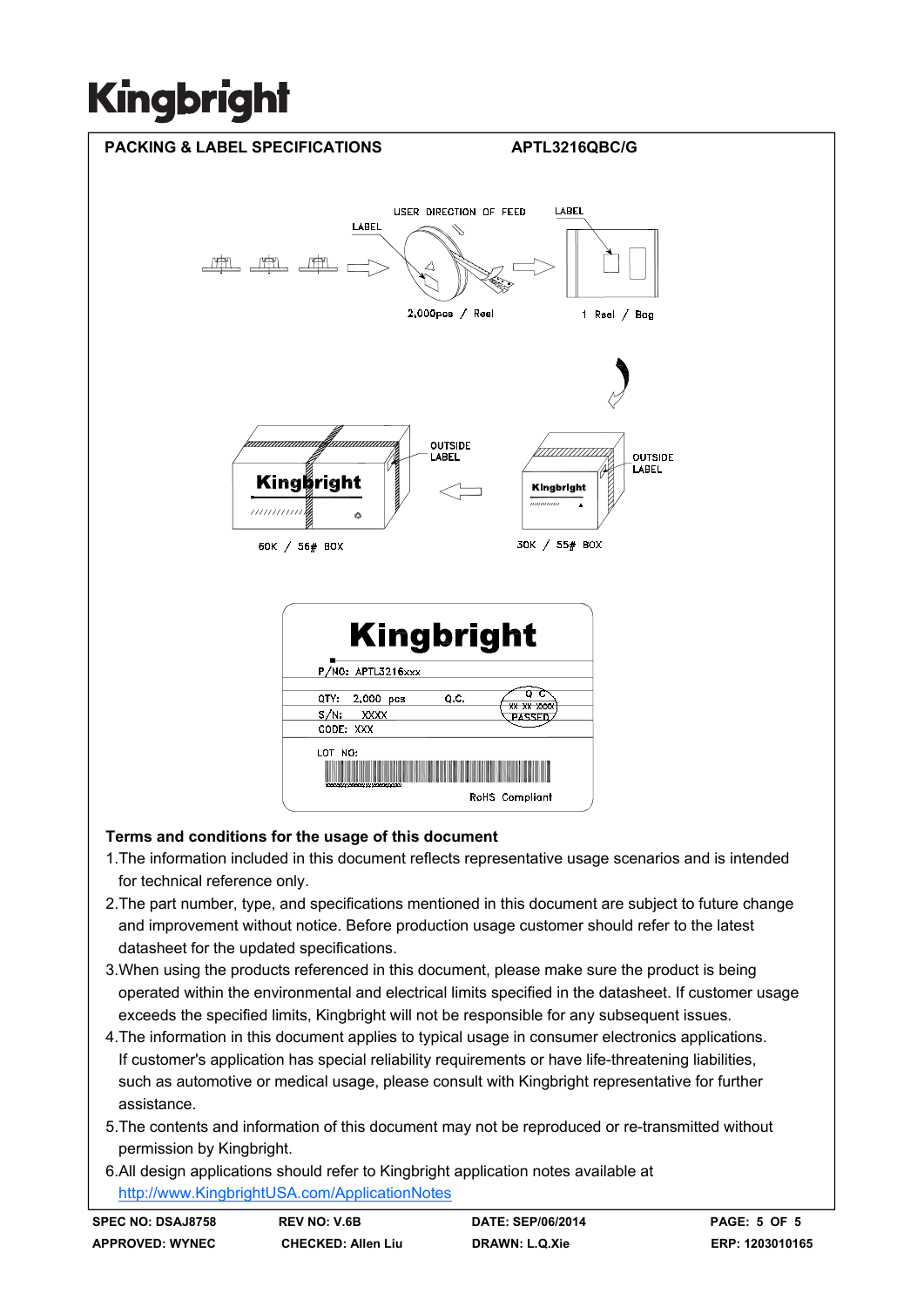## PACKING & LABEL SPECIFICATIONS APTL3216QBC/G

USER DIRECTION OF FEED

LABEL

LABEL

2,000pcs / Reel

1 Reel / Bag

OUTSIDE LABEL

OUTSIDE LABEL

60K / 56# BOX

30K / 55# BOX

Kingbright

P/NO: APTL3216xxx

QTY: 2,000 pcs

Q.C.

S/N: XXXX

CODE: XXX

LOT NO:

RoHS Compliant

### Terms and conditions for the usage of this document

1. The information included in this document reflects representative usage scenarios and is intended for technical reference only.
2. The part number, type, and specifications mentioned in this document are subject to future change and improvement without notice. Before production usage customer should refer to the latest datasheet for the updated specifications.
3. When using the products referenced in this document, please make sure the product is being operated within the environmental and electrical limits specified in the datasheet. If customer usage exceeds the specified limits, Kingbright will not be responsible for any subsequent issues.
4. The information in this document applies to typical usage in consumer electronics applications. If customer's application has special reliability requirements or have life-threatening liabilities, such as automotive or medical usage, please consult with Kingbright representative for further assistance.
5. The contents and information of this document may not be reproduced or re-transmitted without permission by Kingbright.
6. All design applications should refer to Kingbright application notes available at http://www.KingbrightUSA.com/ApplicationNotes